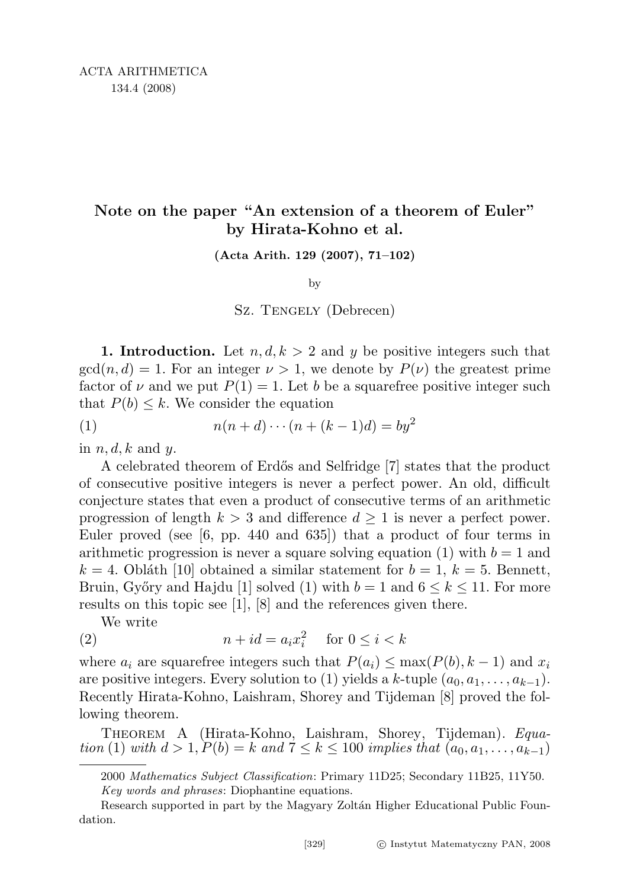# Note on the paper "An extension of a theorem of Euler" by Hirata-Kohno et al.

**(Acta Arith. 129 (2007), 71–102)**

by

Sz. Tengely (Debrecen)

**1. Introduction.** Let $n, d, k > 2$ and $y$ be positive integers such that $\gcd(n, d) = 1$. For an integer $\nu > 1$, we denote by $P(\nu)$ the greatest prime factor of $\nu$ and we put $P(1) = 1$. Let $b$ be a squarefree positive integer such that $P(b) \leq k$. We consider the equation

$$n(n+d)\cdots(n+(k-1)d) = by^2 \tag{1}$$

in $n, d, k$ and $y$.

A celebrated theorem of Erdős and Selfridge [7] states that the product of consecutive positive integers is never a perfect power. An old, difficult conjecture states that even a product of consecutive terms of an arithmetic progression of length $k > 3$ and difference $d \geq 1$ is never a perfect power. Euler proved (see [6, pp. 440 and 635]) that a product of four terms in arithmetic progression is never a square solving equation (1) with $b = 1$ and $k = 4$. Obláth [10] obtained a similar statement for $b = 1$, $k = 5$. Bennett, Bruin, Győry and Hajdu [1] solved (1) with $b = 1$ and $6 \leq k \leq 11$. For more results on this topic see [1], [8] and the references given there.

We write

$$n + id = a_i x_i^2 \quad \text{for } 0 \leq i < k \tag{2}$$

where $a_i$ are squarefree integers such that $P(a_i) \leq \max(P(b), k-1)$ and $x_i$ are positive integers. Every solution to (1) yields a $k$-tuple $(a_0, a_1, \ldots, a_{k-1})$. Recently Hirata-Kohno, Laishram, Shorey and Tijdeman [8] proved the following theorem.

Theorem A (Hirata-Kohno, Laishram, Shorey, Tijdeman). *Equation* (1) *with* $d > 1$, $P(b) = k$ *and* $7 \leq k \leq 100$ *implies that* $(a_0, a_1, \ldots, a_{k-1})$

---

2000 *Mathematics Subject Classification*: Primary 11D25; Secondary 11B25, 11Y50.

*Key words and phrases*: Diophantine equations.

Research supported in part by the Magyary Zoltán Higher Educational Public Foundation.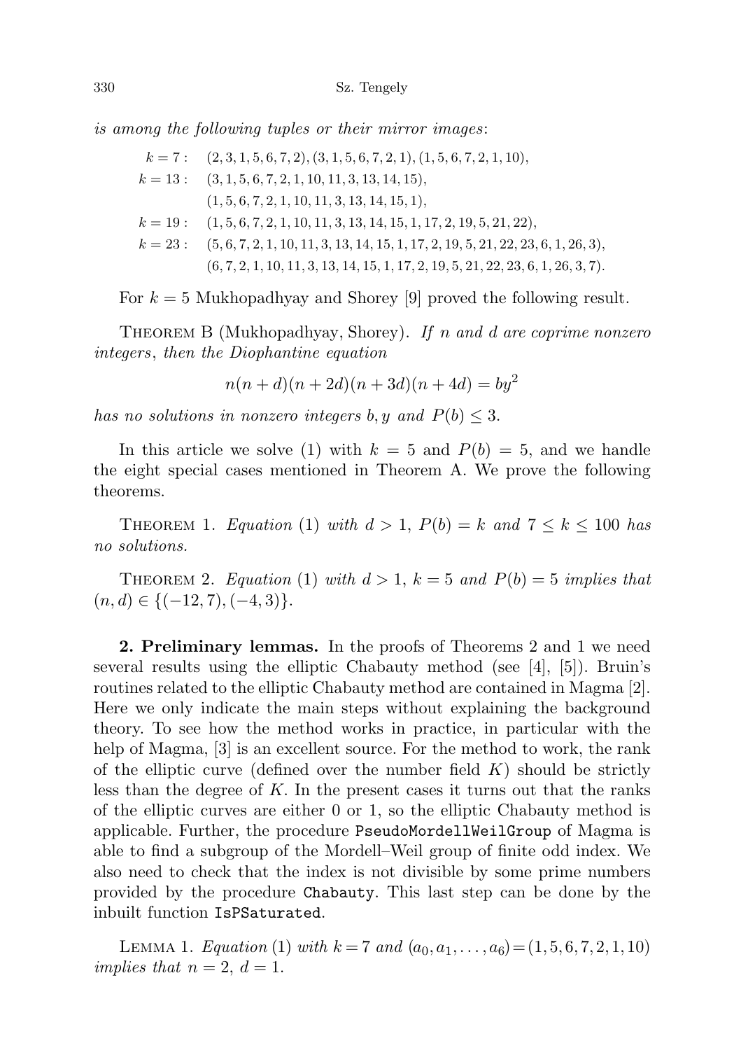*is among the following tuples or their mirror images*:

$$
\begin{aligned}
k = 7: &\quad (2,3,1,5,6,7,2), (3,1,5,6,7,2,1), (1,5,6,7,2,1,10),\\
k = 13: &\quad (3,1,5,6,7,2,1,10,11,3,13,14,15),\\
&\quad (1,5,6,7,2,1,10,11,3,13,14,15,1),\\
k = 19: &\quad (1,5,6,7,2,1,10,11,3,13,14,15,1,17,2,19,5,21,22),\\
k = 23: &\quad (5,6,7,2,1,10,11,3,13,14,15,1,17,2,19,5,21,22,23,6,1,26,3),\\
&\quad (6,7,2,1,10,11,3,13,14,15,1,17,2,19,5,21,22,23,6,1,26,3,7).
\end{aligned}
$$

For $k = 5$ Mukhopadhyay and Shorey [9] proved the following result.

Theorem B (Mukhopadhyay, Shorey). *If $n$ and $d$ are coprime nonzero integers, then the Diophantine equation*

$$n(n+d)(n+2d)(n+3d)(n+4d) = by^2$$

*has no solutions in nonzero integers $b, y$ and $P(b) \leq 3$.*

In this article we solve (1) with $k = 5$ and $P(b) = 5$, and we handle the eight special cases mentioned in Theorem A. We prove the following theorems.

Theorem 1. *Equation* (1) *with $d > 1$, $P(b) = k$ and $7 \leq k \leq 100$ has no solutions.*

Theorem 2. *Equation* (1) *with $d > 1$, $k = 5$ and $P(b) = 5$ implies that $(n, d) \in \{(-12, 7), (-4, 3)\}$.*

**2. Preliminary lemmas.** In the proofs of Theorems 2 and 1 we need several results using the elliptic Chabauty method (see [4], [5]). Bruin's routines related to the elliptic Chabauty method are contained in Magma [2]. Here we only indicate the main steps without explaining the background theory. To see how the method works in practice, in particular with the help of Magma, [3] is an excellent source. For the method to work, the rank of the elliptic curve (defined over the number field $K$) should be strictly less than the degree of $K$. In the present cases it turns out that the ranks of the elliptic curves are either 0 or 1, so the elliptic Chabauty method is applicable. Further, the procedure `PseudoMordellWeilGroup` of Magma is able to find a subgroup of the Mordell–Weil group of finite odd index. We also need to check that the index is not divisible by some prime numbers provided by the procedure `Chabauty`. This last step can be done by the inbuilt function `IsPSaturated`.

Lemma 1. *Equation* (1) *with $k = 7$ and $(a_0, a_1, \ldots, a_6) = (1,5,6,7,2,1,10)$ implies that $n = 2$, $d = 1$.*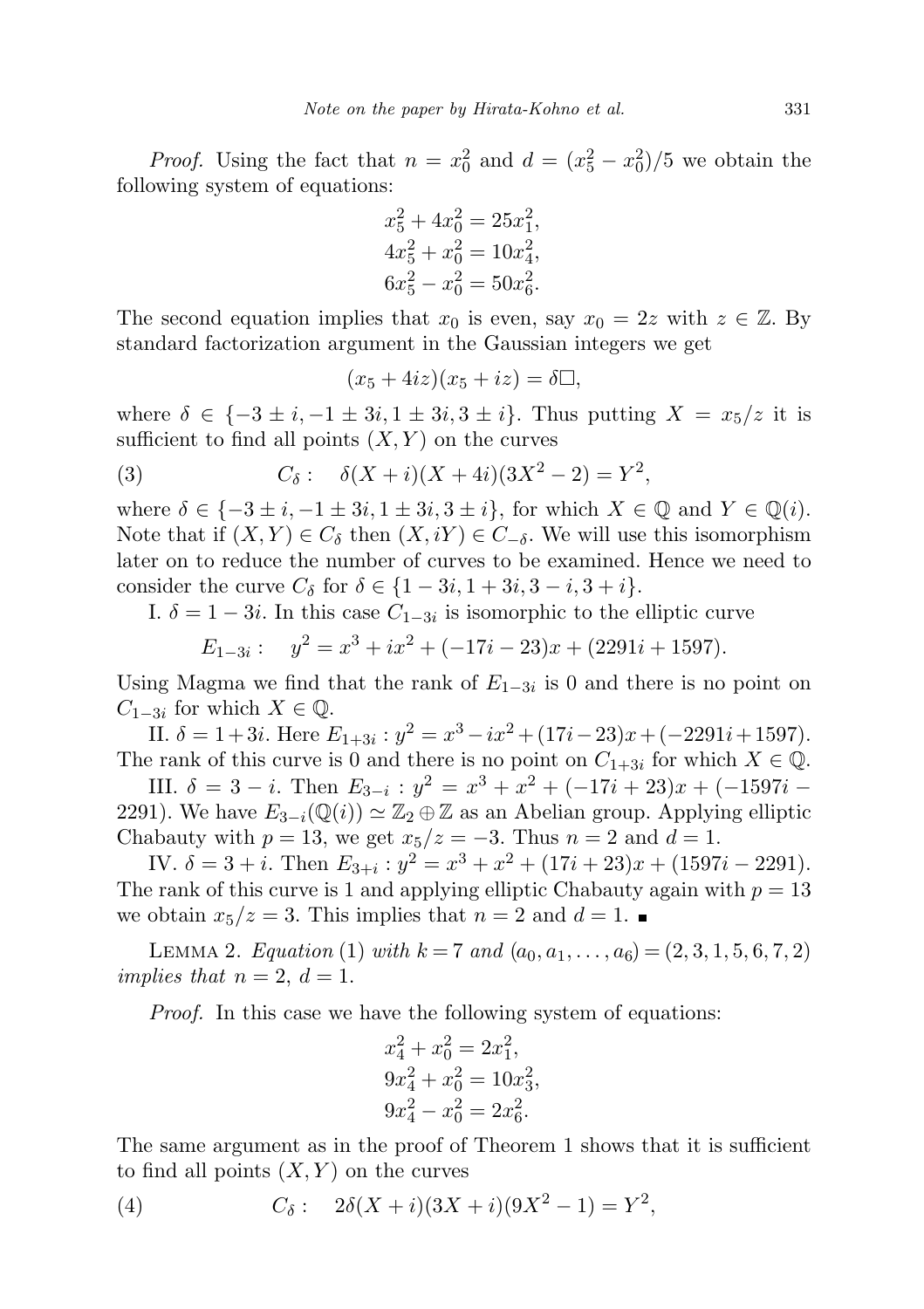*Proof.* Using the fact that $n = x_0^2$ and $d = (x_5^2 - x_0^2)/5$ we obtain the following system of equations:

$$x_5^2 + 4x_0^2 = 25x_1^2,$$
$$4x_5^2 + x_0^2 = 10x_4^2,$$
$$6x_5^2 - x_0^2 = 50x_6^2.$$

The second equation implies that $x_0$ is even, say $x_0 = 2z$ with $z \in \mathbb{Z}$. By standard factorization argument in the Gaussian integers we get

$$(x_5 + 4iz)(x_5 + iz) = \delta\square,$$

where $\delta \in \{-3 \pm i, -1 \pm 3i, 1 \pm 3i, 3 \pm i\}$. Thus putting $X = x_5/z$ it is sufficient to find all points $(X, Y)$ on the curves

$$C_\delta : \quad \delta(X + i)(X + 4i)(3X^2 - 2) = Y^2, \tag{3}$$

where $\delta \in \{-3 \pm i, -1 \pm 3i, 1 \pm 3i, 3 \pm i\}$, for which $X \in \mathbb{Q}$ and $Y \in \mathbb{Q}(i)$. Note that if $(X, Y) \in C_\delta$ then $(X, iY) \in C_{-\delta}$. We will use this isomorphism later on to reduce the number of curves to be examined. Hence we need to consider the curve $C_\delta$ for $\delta \in \{1 - 3i, 1 + 3i, 3 - i, 3 + i\}$.

I. $\delta = 1 - 3i$. In this case $C_{1-3i}$ is isomorphic to the elliptic curve

$$E_{1-3i} : \quad y^2 = x^3 + ix^2 + (-17i - 23)x + (2291i + 1597).$$

Using Magma we find that the rank of $E_{1-3i}$ is 0 and there is no point on $C_{1-3i}$ for which $X \in \mathbb{Q}$.

II. $\delta = 1 + 3i$. Here $E_{1+3i} : y^2 = x^3 - ix^2 + (17i - 23)x + (-2291i + 1597)$. The rank of this curve is 0 and there is no point on $C_{1+3i}$ for which $X \in \mathbb{Q}$.

III. $\delta = 3 - i$. Then $E_{3-i} : y^2 = x^3 + x^2 + (-17i + 23)x + (-1597i - 2291)$. We have $E_{3-i}(\mathbb{Q}(i)) \simeq \mathbb{Z}_2 \oplus \mathbb{Z}$ as an Abelian group. Applying elliptic Chabauty with $p = 13$, we get $x_5/z = -3$. Thus $n = 2$ and $d = 1$.

IV. $\delta = 3 + i$. Then $E_{3+i} : y^2 = x^3 + x^2 + (17i + 23)x + (1597i - 2291)$. The rank of this curve is 1 and applying elliptic Chabauty again with $p = 13$ we obtain $x_5/z = 3$. This implies that $n = 2$ and $d = 1$. ∎

Lemma 2. *Equation* (1) *with* $k = 7$ *and* $(a_0, a_1, \ldots, a_6) = (2, 3, 1, 5, 6, 7, 2)$ *implies that* $n = 2$, $d = 1$.

*Proof.* In this case we have the following system of equations:

$$x_4^2 + x_0^2 = 2x_1^2,$$
$$9x_4^2 + x_0^2 = 10x_3^2,$$
$$9x_4^2 - x_0^2 = 2x_6^2.$$

The same argument as in the proof of Theorem 1 shows that it is sufficient to find all points $(X, Y)$ on the curves

$$C_\delta : \quad 2\delta(X + i)(3X + i)(9X^2 - 1) = Y^2, \tag{4}$$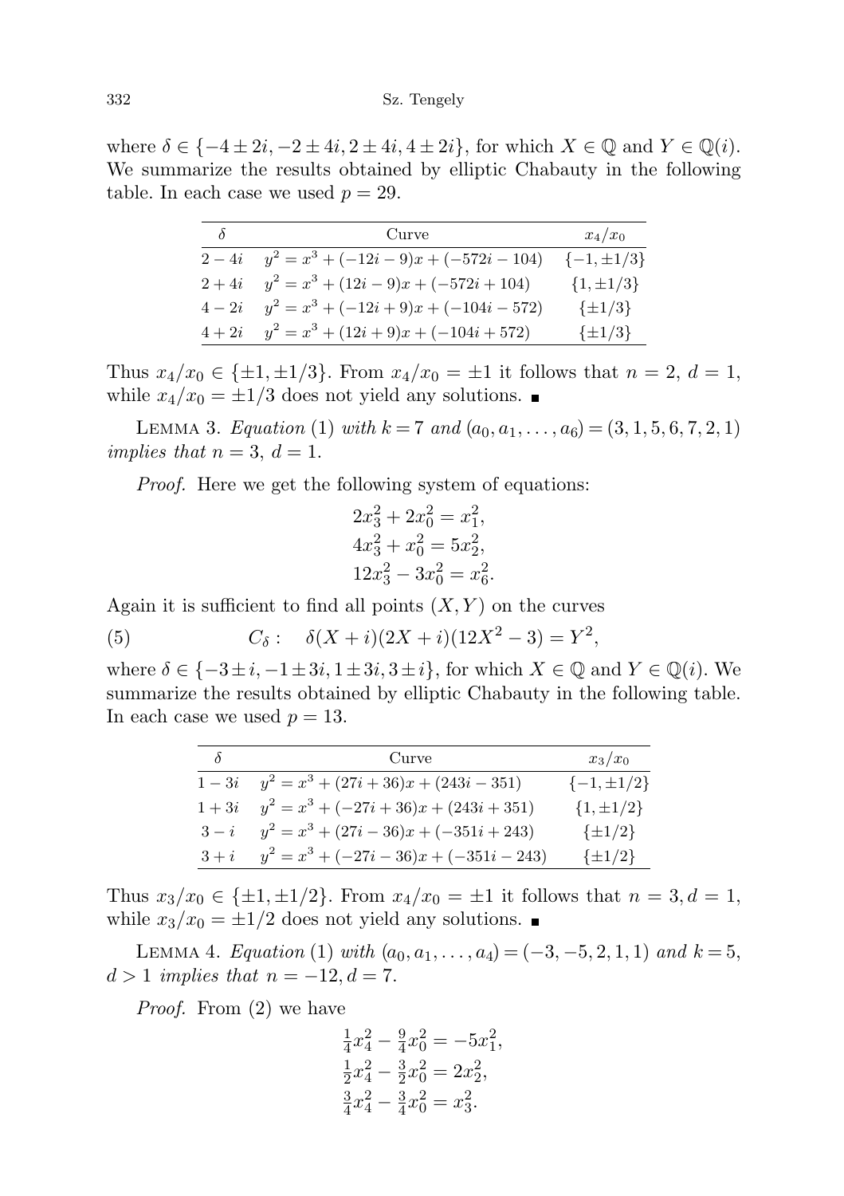where $\delta \in \{-4 \pm 2i, -2 \pm 4i, 2 \pm 4i, 4 \pm 2i\}$, for which $X \in \mathbb{Q}$ and $Y \in \mathbb{Q}(i)$. We summarize the results obtained by elliptic Chabauty in the following table. In each case we used $p = 29$.

| $\delta$ | Curve | $x_4/x_0$ |
|---|---|---|
| $2-4i$ | $y^2 = x^3 + (-12i-9)x + (-572i-104)$ | $\{-1, \pm 1/3\}$ |
| $2+4i$ | $y^2 = x^3 + (12i-9)x + (-572i+104)$ | $\{1, \pm 1/3\}$ |
| $4-2i$ | $y^2 = x^3 + (-12i+9)x + (-104i-572)$ | $\{\pm 1/3\}$ |
| $4+2i$ | $y^2 = x^3 + (12i+9)x + (-104i+572)$ | $\{\pm 1/3\}$ |

Thus $x_4/x_0 \in \{\pm 1, \pm 1/3\}$. From $x_4/x_0 = \pm 1$ it follows that $n = 2$, $d = 1$, while $x_4/x_0 = \pm 1/3$ does not yield any solutions. ∎

Lemma 3. *Equation* (1) *with* $k = 7$ *and* $(a_0, a_1, \ldots, a_6) = (3, 1, 5, 6, 7, 2, 1)$ *implies that* $n = 3$, $d = 1$.

*Proof.* Here we get the following system of equations:

$$2x_3^2 + 2x_0^2 = x_1^2,$$
$$4x_3^2 + x_0^2 = 5x_2^2,$$
$$12x_3^2 - 3x_0^2 = x_6^2.$$

Again it is sufficient to find all points $(X, Y)$ on the curves

$$C_\delta : \quad \delta(X+i)(2X+i)(12X^2-3) = Y^2, \tag{5}$$

where $\delta \in \{-3 \pm i, -1 \pm 3i, 1 \pm 3i, 3 \pm i\}$, for which $X \in \mathbb{Q}$ and $Y \in \mathbb{Q}(i)$. We summarize the results obtained by elliptic Chabauty in the following table. In each case we used $p = 13$.

| $\delta$ | Curve | $x_3/x_0$ |
|---|---|---|
| $1-3i$ | $y^2 = x^3 + (27i+36)x + (243i-351)$ | $\{-1, \pm 1/2\}$ |
| $1+3i$ | $y^2 = x^3 + (-27i+36)x + (243i+351)$ | $\{1, \pm 1/2\}$ |
| $3-i$ | $y^2 = x^3 + (27i-36)x + (-351i+243)$ | $\{\pm 1/2\}$ |
| $3+i$ | $y^2 = x^3 + (-27i-36)x + (-351i-243)$ | $\{\pm 1/2\}$ |

Thus $x_3/x_0 \in \{\pm 1, \pm 1/2\}$. From $x_4/x_0 = \pm 1$ it follows that $n = 3, d = 1$, while $x_3/x_0 = \pm 1/2$ does not yield any solutions. ∎

Lemma 4. *Equation* (1) *with* $(a_0, a_1, \ldots, a_4) = (-3, -5, 2, 1, 1)$ *and* $k = 5$, $d > 1$ *implies that* $n = -12, d = 7$.

*Proof.* From (2) we have

$$\tfrac{1}{4}x_4^2 - \tfrac{9}{4}x_0^2 = -5x_1^2,$$
$$\tfrac{1}{2}x_4^2 - \tfrac{3}{2}x_0^2 = 2x_2^2,$$
$$\tfrac{3}{4}x_4^2 - \tfrac{3}{4}x_0^2 = x_3^2.$$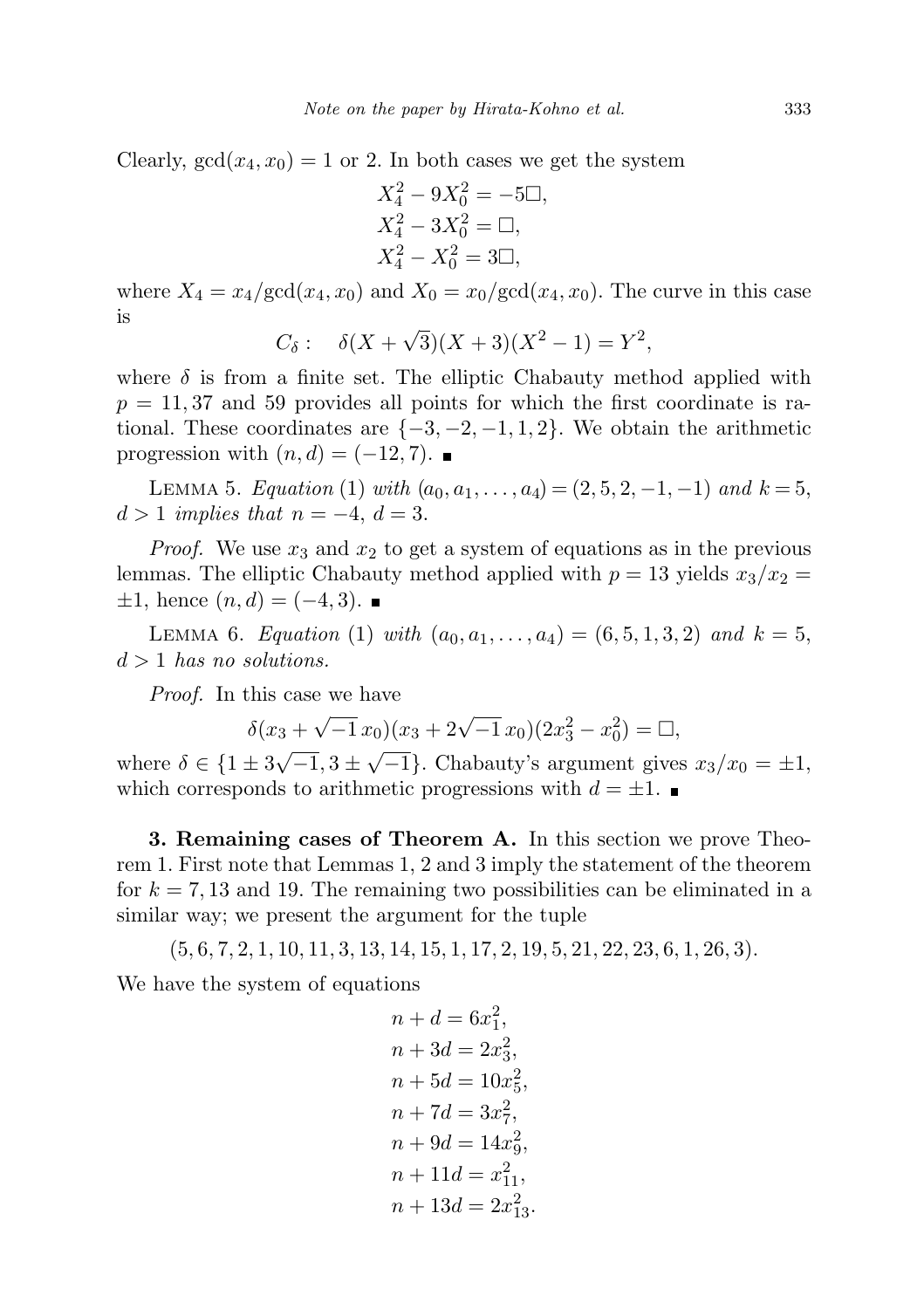Clearly, $\gcd(x_4, x_0) = 1$ or 2. In both cases we get the system

$$X_4^2 - 9X_0^2 = -5\square,$$
$$X_4^2 - 3X_0^2 = \square,$$
$$X_4^2 - X_0^2 = 3\square,$$

where $X_4 = x_4/\gcd(x_4, x_0)$ and $X_0 = x_0/\gcd(x_4, x_0)$. The curve in this case is

$$C_\delta : \quad \delta(X + \sqrt{3})(X + 3)(X^2 - 1) = Y^2,$$

where $\delta$ is from a finite set. The elliptic Chabauty method applied with $p = 11, 37$ and 59 provides all points for which the first coordinate is rational. These coordinates are $\{-3, -2, -1, 1, 2\}$. We obtain the arithmetic progression with $(n, d) = (-12, 7)$. ∎

Lemma 5. *Equation* (1) *with* $(a_0, a_1, \ldots, a_4) = (2, 5, 2, -1, -1)$ *and* $k = 5$, $d > 1$ *implies that* $n = -4$, $d = 3$.

*Proof.* We use $x_3$ and $x_2$ to get a system of equations as in the previous lemmas. The elliptic Chabauty method applied with $p = 13$ yields $x_3/x_2 = \pm 1$, hence $(n, d) = (-4, 3)$. ∎

Lemma 6. *Equation* (1) *with* $(a_0, a_1, \ldots, a_4) = (6, 5, 1, 3, 2)$ *and* $k = 5$, $d > 1$ *has no solutions.*

*Proof.* In this case we have

$$\delta(x_3 + \sqrt{-1}\, x_0)(x_3 + 2\sqrt{-1}\, x_0)(2x_3^2 - x_0^2) = \square,$$

where $\delta \in \{1 \pm 3\sqrt{-1}, 3 \pm \sqrt{-1}\}$. Chabauty's argument gives $x_3/x_0 = \pm 1$, which corresponds to arithmetic progressions with $d = \pm 1$. ∎

**3. Remaining cases of Theorem A.** In this section we prove Theorem 1. First note that Lemmas 1, 2 and 3 imply the statement of the theorem for $k = 7, 13$ and 19. The remaining two possibilities can be eliminated in a similar way; we present the argument for the tuple

$$(5, 6, 7, 2, 1, 10, 11, 3, 13, 14, 15, 1, 17, 2, 19, 5, 21, 22, 23, 6, 1, 26, 3).$$

We have the system of equations

$$n + d = 6x_1^2,$$
$$n + 3d = 2x_3^2,$$
$$n + 5d = 10x_5^2,$$
$$n + 7d = 3x_7^2,$$
$$n + 9d = 14x_9^2,$$
$$n + 11d = x_{11}^2,$$
$$n + 13d = 2x_{13}^2.$$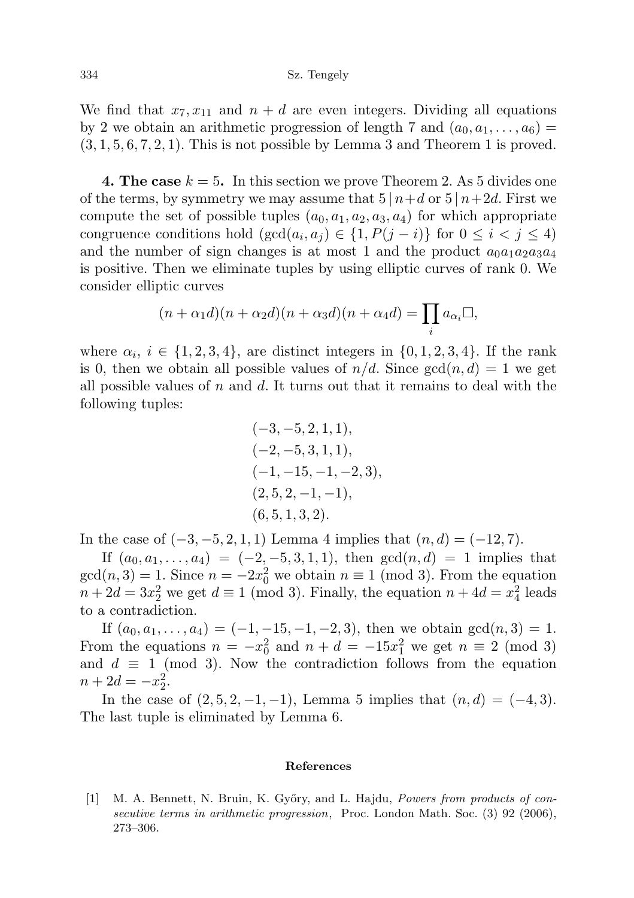We find that $x_7, x_{11}$ and $n+d$ are even integers. Dividing all equations by 2 we obtain an arithmetic progression of length 7 and $(a_0, a_1, \ldots, a_6) = (3, 1, 5, 6, 7, 2, 1)$. This is not possible by Lemma 3 and Theorem 1 is proved.

**4. The case $k = 5$.** In this section we prove Theorem 2. As 5 divides one of the terms, by symmetry we may assume that $5 \mid n+d$ or $5 \mid n+2d$. First we compute the set of possible tuples $(a_0, a_1, a_2, a_3, a_4)$ for which appropriate congruence conditions hold ($\gcd(a_i, a_j) \in \{1, P(j-i)\}$ for $0 \le i < j \le 4$) and the number of sign changes is at most 1 and the product $a_0a_1a_2a_3a_4$ is positive. Then we eliminate tuples by using elliptic curves of rank 0. We consider elliptic curves

$$(n + \alpha_1 d)(n + \alpha_2 d)(n + \alpha_3 d)(n + \alpha_4 d) = \prod_i a_{\alpha_i} \square,$$

where $\alpha_i$, $i \in \{1, 2, 3, 4\}$, are distinct integers in $\{0, 1, 2, 3, 4\}$. If the rank is 0, then we obtain all possible values of $n/d$. Since $\gcd(n, d) = 1$ we get all possible values of $n$ and $d$. It turns out that it remains to deal with the following tuples:

$$\begin{gathered}(-3, -5, 2, 1, 1),\\ (-2, -5, 3, 1, 1),\\ (-1, -15, -1, -2, 3),\\ (2, 5, 2, -1, -1),\\ (6, 5, 1, 3, 2).\end{gathered}$$

In the case of $(-3, -5, 2, 1, 1)$ Lemma 4 implies that $(n, d) = (-12, 7)$.

If $(a_0, a_1, \ldots, a_4) = (-2, -5, 3, 1, 1)$, then $\gcd(n, d) = 1$ implies that $\gcd(n, 3) = 1$. Since $n = -2x_0^2$ we obtain $n \equiv 1 \pmod 3$. From the equation $n + 2d = 3x_2^2$ we get $d \equiv 1 \pmod 3$. Finally, the equation $n + 4d = x_4^2$ leads to a contradiction.

If $(a_0, a_1, \ldots, a_4) = (-1, -15, -1, -2, 3)$, then we obtain $\gcd(n, 3) = 1$. From the equations $n = -x_0^2$ and $n + d = -15x_1^2$ we get $n \equiv 2 \pmod 3$ and $d \equiv 1 \pmod 3$. Now the contradiction follows from the equation $n + 2d = -x_2^2$.

In the case of $(2, 5, 2, -1, -1)$, Lemma 5 implies that $(n, d) = (-4, 3)$. The last tuple is eliminated by Lemma 6.

#### References

[1] M. A. Bennett, N. Bruin, K. Győry, and L. Hajdu, *Powers from products of consecutive terms in arithmetic progression*, Proc. London Math. Soc. (3) 92 (2006), 273–306.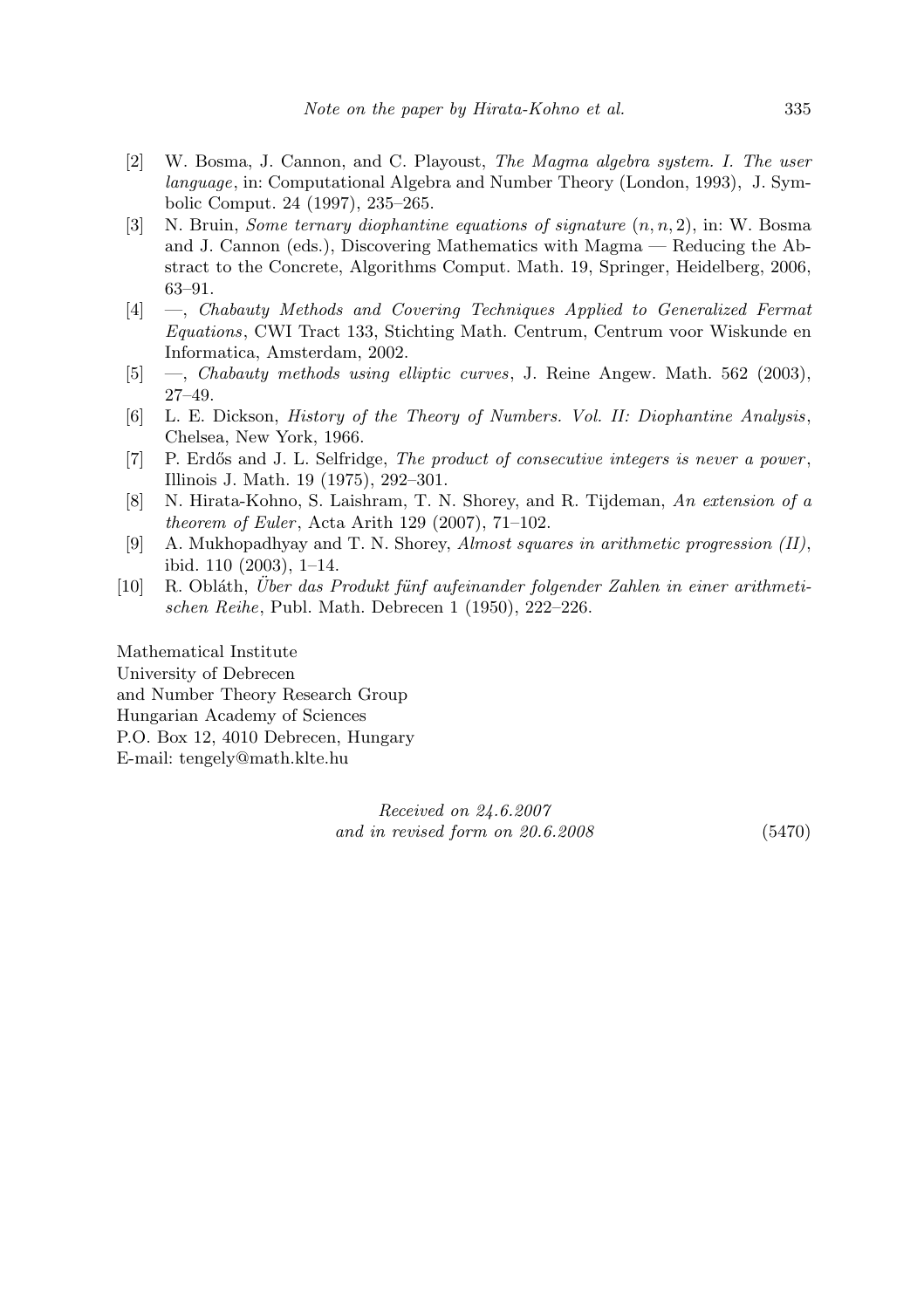[2] W. Bosma, J. Cannon, and C. Playoust, *The Magma algebra system. I. The user language*, in: Computational Algebra and Number Theory (London, 1993), J. Symbolic Comput. 24 (1997), 235–265.

[3] N. Bruin, *Some ternary diophantine equations of signature* $(n, n, 2)$, in: W. Bosma and J. Cannon (eds.), Discovering Mathematics with Magma — Reducing the Abstract to the Concrete, Algorithms Comput. Math. 19, Springer, Heidelberg, 2006, 63–91.

[4] —, *Chabauty Methods and Covering Techniques Applied to Generalized Fermat Equations*, CWI Tract 133, Stichting Math. Centrum, Centrum voor Wiskunde en Informatica, Amsterdam, 2002.

[5] —, *Chabauty methods using elliptic curves*, J. Reine Angew. Math. 562 (2003), 27–49.

[6] L. E. Dickson, *History of the Theory of Numbers. Vol. II: Diophantine Analysis*, Chelsea, New York, 1966.

[7] P. Erdős and J. L. Selfridge, *The product of consecutive integers is never a power*, Illinois J. Math. 19 (1975), 292–301.

[8] N. Hirata-Kohno, S. Laishram, T. N. Shorey, and R. Tijdeman, *An extension of a theorem of Euler*, Acta Arith 129 (2007), 71–102.

[9] A. Mukhopadhyay and T. N. Shorey, *Almost squares in arithmetic progression (II)*, ibid. 110 (2003), 1–14.

[10] R. Obláth, *Über das Produkt fünf aufeinander folgender Zahlen in einer arithmetischen Reihe*, Publ. Math. Debrecen 1 (1950), 222–226.

Mathematical Institute
University of Debrecen
and Number Theory Research Group
Hungarian Academy of Sciences
P.O. Box 12, 4010 Debrecen, Hungary
E-mail: tengely@math.klte.hu

*Received on 24.6.2007*
*and in revised form on 20.6.2008* (5470)